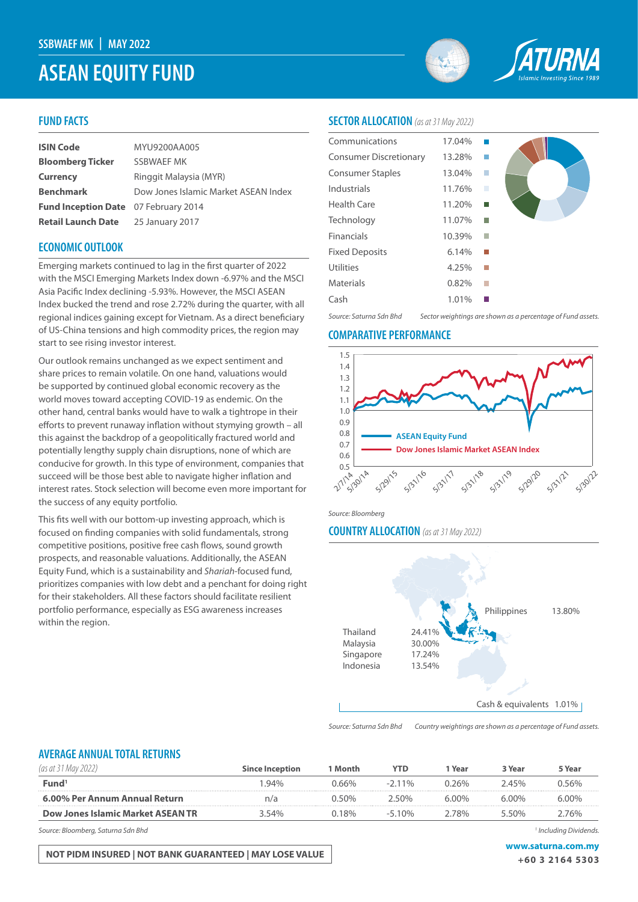SSBWAEF MK | MAY 2022

# ASEAN EQUITY FUND

Saturna — Islamic Investing Since 1989

## FUND FACTS

| | |
|---|---|
| **ISIN Code** | MYU9200AA005 |
| **Bloomberg Ticker** | SSBWAEF MK |
| **Currency** | Ringgit Malaysia (MYR) |
| **Benchmark** | Dow Jones Islamic Market ASEAN Index |
| **Fund Inception Date** | 07 February 2014 |
| **Retail Launch Date** | 25 January 2017 |

## ECONOMIC OUTLOOK

Emerging markets continued to lag in the first quarter of 2022 with the MSCI Emerging Markets Index down -6.97% and the MSCI Asia Pacific Index declining -5.93%. However, the MSCI ASEAN Index bucked the trend and rose 2.72% during the quarter, with all regional indices gaining except for Vietnam. As a direct beneficiary of US-China tensions and high commodity prices, the region may start to see rising investor interest.

Our outlook remains unchanged as we expect sentiment and share prices to remain volatile. On one hand, valuations would be supported by continued global economic recovery as the world moves toward accepting COVID-19 as endemic. On the other hand, central banks would have to walk a tightrope in their efforts to prevent runaway inflation without stymying growth – all this against the backdrop of a geopolitically fractured world and potentially lengthy supply chain disruptions, none of which are conducive for growth. In this type of environment, companies that succeed will be those best able to navigate higher inflation and interest rates. Stock selection will become even more important for the success of any equity portfolio.

This fits well with our bottom-up investing approach, which is focused on finding companies with solid fundamentals, strong competitive positions, positive free cash flows, sound growth prospects, and reasonable valuations. Additionally, the ASEAN Equity Fund, which is a sustainability and *Shariah*-focused fund, prioritizes companies with low debt and a penchant for doing right for their stakeholders. All these factors should facilitate resilient portfolio performance, especially as ESG awareness increases within the region.

## SECTOR ALLOCATION *(as at 31 May 2022)*

| Sector | Weight |
|---|---|
| Communications | 17.04% |
| Consumer Discretionary | 13.28% |
| Consumer Staples | 13.04% |
| Industrials | 11.76% |
| Health Care | 11.20% |
| Technology | 11.07% |
| Financials | 10.39% |
| Fixed Deposits | 6.14% |
| Utilities | 4.25% |
| Materials | 0.82% |
| Cash | 1.01% |

*Source: Saturna Sdn Bhd* *Sector weightings are shown as a percentage of Fund assets.*

## COMPARATIVE PERFORMANCE

Legend: ASEAN Equity Fund; Dow Jones Islamic Market ASEAN Index

Y-axis: 0.5 – 1.5; X-axis: 2/7/14, 5/30/14, 5/29/15, 5/31/16, 5/31/17, 5/31/18, 5/31/19, 5/29/20, 5/31/21, 5/30/22

*Source: Bloomberg*

## COUNTRY ALLOCATION *(as at 31 May 2022)*

| Country | Weight |
|---|---|
| Thailand | 24.41% |
| Malaysia | 30.00% |
| Singapore | 17.24% |
| Indonesia | 13.54% |
| Philippines | 13.80% |
| Cash & equivalents | 1.01% |

*Source: Saturna Sdn Bhd* *Country weightings are shown as a percentage of Fund assets.*

## AVERAGE ANNUAL TOTAL RETURNS

| *(as at 31 May 2022)* | Since Inception | 1 Month | YTD | 1 Year | 3 Year | 5 Year |
|---|---|---|---|---|---|---|
| **Fund**[1] | 1.94% | 0.66% | -2.11% | 0.26% | 2.45% | 0.56% |
| **6.00% Per Annum Annual Return** | n/a | 0.50% | 2.50% | 6.00% | 6.00% | 6.00% |
| **Dow Jones Islamic Market ASEAN TR** | 3.54% | 0.18% | -5.10% | 2.78% | 5.50% | 2.76% |

*Source: Bloomberg, Saturna Sdn Bhd*

[1] *Including Dividends.*

**NOT PIDM INSURED | NOT BANK GUARANTEED | MAY LOSE VALUE**

**www.saturna.com.my**
**+60 3 2164 5303**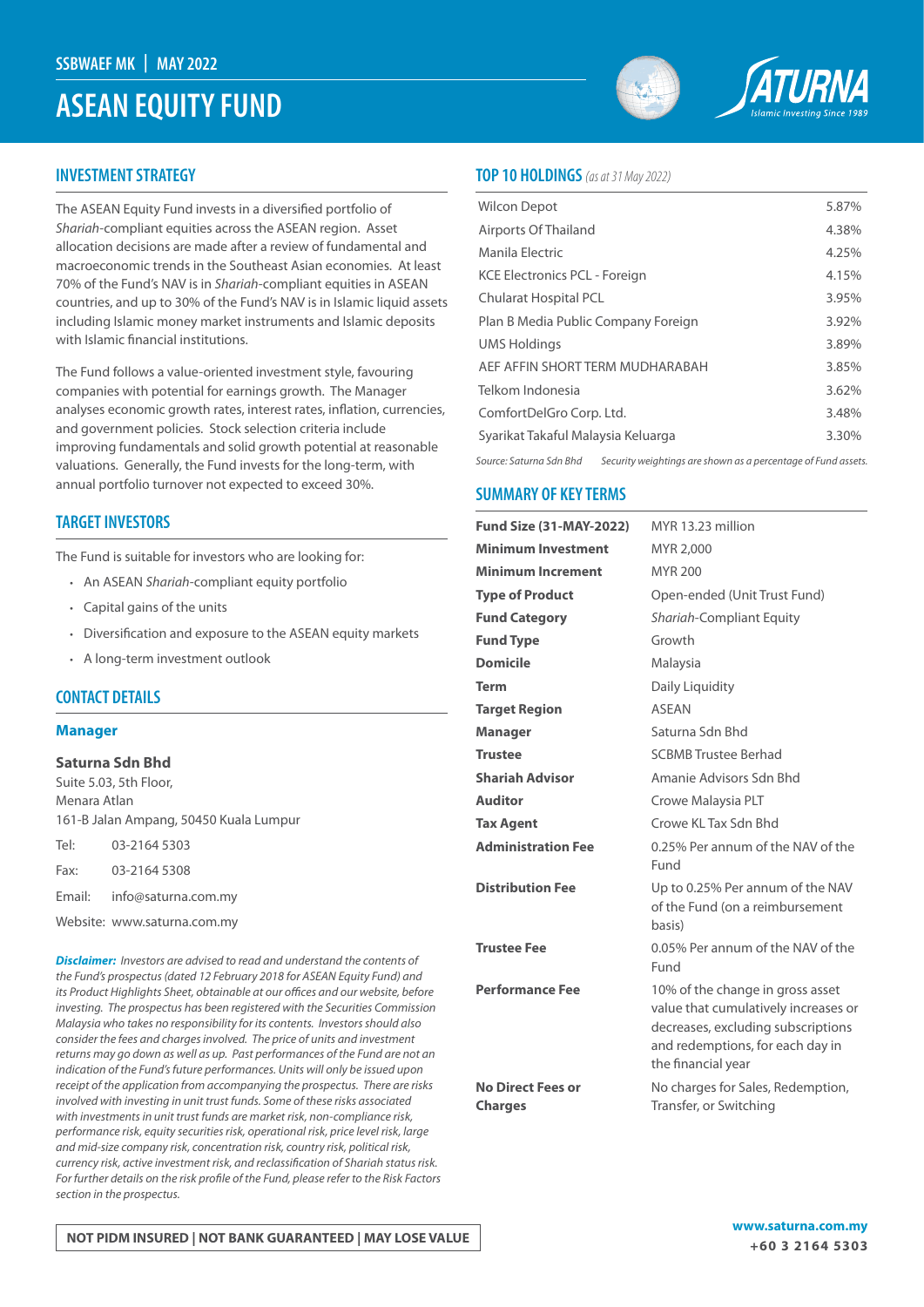SSBWAEF MK | MAY 2022

# ASEAN EQUITY FUND

## INVESTMENT STRATEGY

The ASEAN Equity Fund invests in a diversified portfolio of *Shariah*-compliant equities across the ASEAN region. Asset allocation decisions are made after a review of fundamental and macroeconomic trends in the Southeast Asian economies. At least 70% of the Fund's NAV is in *Shariah*-compliant equities in ASEAN countries, and up to 30% of the Fund's NAV is in Islamic liquid assets including Islamic money market instruments and Islamic deposits with Islamic financial institutions.

The Fund follows a value-oriented investment style, favouring companies with potential for earnings growth. The Manager analyses economic growth rates, interest rates, inflation, currencies, and government policies. Stock selection criteria include improving fundamentals and solid growth potential at reasonable valuations. Generally, the Fund invests for the long-term, with annual portfolio turnover not expected to exceed 30%.

## TARGET INVESTORS

The Fund is suitable for investors who are looking for:

- An ASEAN *Shariah*-compliant equity portfolio
- Capital gains of the units
- Diversification and exposure to the ASEAN equity markets
- A long-term investment outlook

## CONTACT DETAILS

### Manager

**Saturna Sdn Bhd**
Suite 5.03, 5th Floor,
Menara Atlan
161-B Jalan Ampang, 50450 Kuala Lumpur

Tel: 03-2164 5303
Fax: 03-2164 5308
Email: info@saturna.com.my
Website: www.saturna.com.my

***Disclaimer:*** *Investors are advised to read and understand the contents of the Fund's prospectus (dated 12 February 2018 for ASEAN Equity Fund) and its Product Highlights Sheet, obtainable at our offices and our website, before investing. The prospectus has been registered with the Securities Commission Malaysia who takes no responsibility for its contents. Investors should also consider the fees and charges involved. The price of units and investment returns may go down as well as up. Past performances of the Fund are not an indication of the Fund's future performances. Units will only be issued upon receipt of the application from accompanying the prospectus. There are risks involved with investing in unit trust funds. Some of these risks associated with investments in unit trust funds are market risk, non-compliance risk, performance risk, equity securities risk, operational risk, price level risk, large and mid-size company risk, concentration risk, country risk, political risk, currency risk, active investment risk, and reclassification of Shariah status risk. For further details on the risk profile of the Fund, please refer to the Risk Factors section in the prospectus.*

## TOP 10 HOLDINGS *(as at 31 May 2022)*

| | |
|---|---|
| Wilcon Depot | 5.87% |
| Airports Of Thailand | 4.38% |
| Manila Electric | 4.25% |
| KCE Electronics PCL - Foreign | 4.15% |
| Chularat Hospital PCL | 3.95% |
| Plan B Media Public Company Foreign | 3.92% |
| UMS Holdings | 3.89% |
| AEF AFFIN SHORT TERM MUDHARABAH | 3.85% |
| Telkom Indonesia | 3.62% |
| ComfortDelGro Corp. Ltd. | 3.48% |
| Syarikat Takaful Malaysia Keluarga | 3.30% |

*Source: Saturna Sdn Bhd      Security weightings are shown as a percentage of Fund assets.*

## SUMMARY OF KEY TERMS

| | |
|---|---|
| **Fund Size (31-MAY-2022)** | MYR 13.23 million |
| **Minimum Investment** | MYR 2,000 |
| **Minimum Increment** | MYR 200 |
| **Type of Product** | Open-ended (Unit Trust Fund) |
| **Fund Category** | *Shariah*-Compliant Equity |
| **Fund Type** | Growth |
| **Domicile** | Malaysia |
| **Term** | Daily Liquidity |
| **Target Region** | ASEAN |
| **Manager** | Saturna Sdn Bhd |
| **Trustee** | SCBMB Trustee Berhad |
| **Shariah Advisor** | Amanie Advisors Sdn Bhd |
| **Auditor** | Crowe Malaysia PLT |
| **Tax Agent** | Crowe KL Tax Sdn Bhd |
| **Administration Fee** | 0.25% Per annum of the NAV of the Fund |
| **Distribution Fee** | Up to 0.25% Per annum of the NAV of the Fund (on a reimbursement basis) |
| **Trustee Fee** | 0.05% Per annum of the NAV of the Fund |
| **Performance Fee** | 10% of the change in gross asset value that cumulatively increases or decreases, excluding subscriptions and redemptions, for each day in the financial year |
| **No Direct Fees or Charges** | No charges for Sales, Redemption, Transfer, or Switching |

**NOT PIDM INSURED | NOT BANK GUARANTEED | MAY LOSE VALUE**

**www.saturna.com.my**
**+60 3 2164 5303**